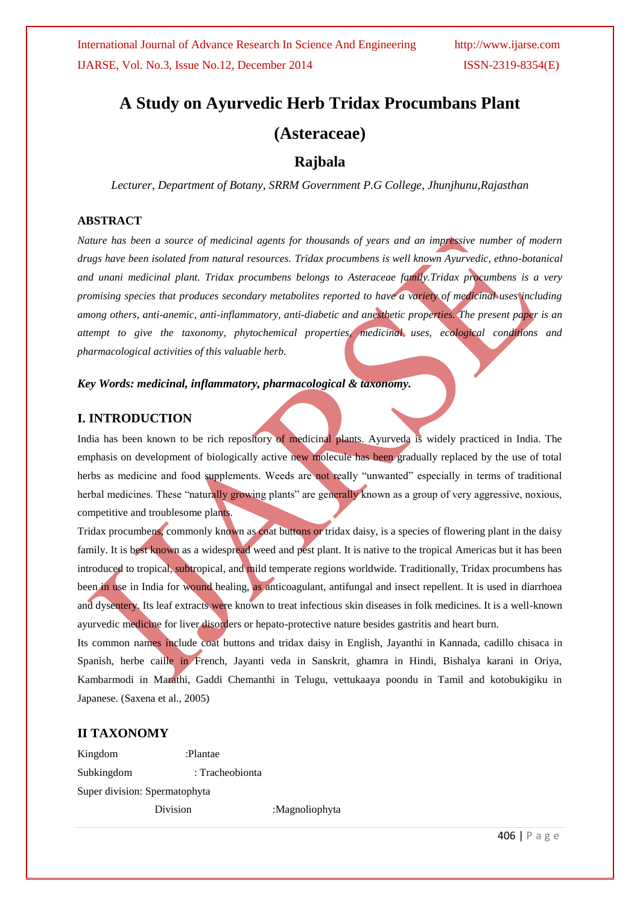# A Study on Ayurvedic Herb Tridax Procumbans Plant (Asteraceae)

## Rajbala

*Lecturer, Department of Botany, SRRM Government P.G College, Jhunjhunu,Rajasthan*

### ABSTRACT

*Nature has been a source of medicinal agents for thousands of years and an impressive number of modern drugs have been isolated from natural resources. Tridax procumbens is well known Ayurvedic, ethno-botanical and unani medicinal plant. Tridax procumbens belongs to Asteraceae family.Tridax procumbens is a very promising species that produces secondary metabolites reported to have a variety of medicinal uses including among others, anti-anemic, anti-inflammatory, anti-diabetic and anesthetic properties. The present paper is an attempt to give the taxonomy, phytochemical properties, medicinal uses, ecological conditions and pharmacological activities of this valuable herb.*

***Key Words: medicinal, inflammatory, pharmacological & taxonomy.***

### I. INTRODUCTION

India has been known to be rich repository of medicinal plants. Ayurveda is widely practiced in India. The emphasis on development of biologically active new molecule has been gradually replaced by the use of total herbs as medicine and food supplements. Weeds are not really "unwanted" especially in terms of traditional herbal medicines. These "naturally growing plants" are generally known as a group of very aggressive, noxious, competitive and troublesome plants.

Tridax procumbens, commonly known as coat buttons or tridax daisy, is a species of flowering plant in the daisy family. It is best known as a widespread weed and pest plant. It is native to the tropical Americas but it has been introduced to tropical, subtropical, and mild temperate regions worldwide. Traditionally, Tridax procumbens has been in use in India for wound healing, as anticoagulant, antifungal and insect repellent. It is used in diarrhoea and dysentery. Its leaf extracts were known to treat infectious skin diseases in folk medicines. It is a well-known ayurvedic medicine for liver disorders or hepato-protective nature besides gastritis and heart burn.

Its common names include coat buttons and tridax daisy in English, Jayanthi in Kannada, cadillo chisaca in Spanish, herbe caille in French, Jayanti veda in Sanskrit, ghamra in Hindi, Bishalya karani in Oriya, Kambarmodi in Marathi, Gaddi Chemanthi in Telugu, vettukaaya poondu in Tamil and kotobukigiku in Japanese. (Saxena et al., 2005)

### II TAXONOMY

Kingdom :Plantae

Subkingdom : Tracheobionta

Super division: Spermatophyta

Division :Magnoliophyta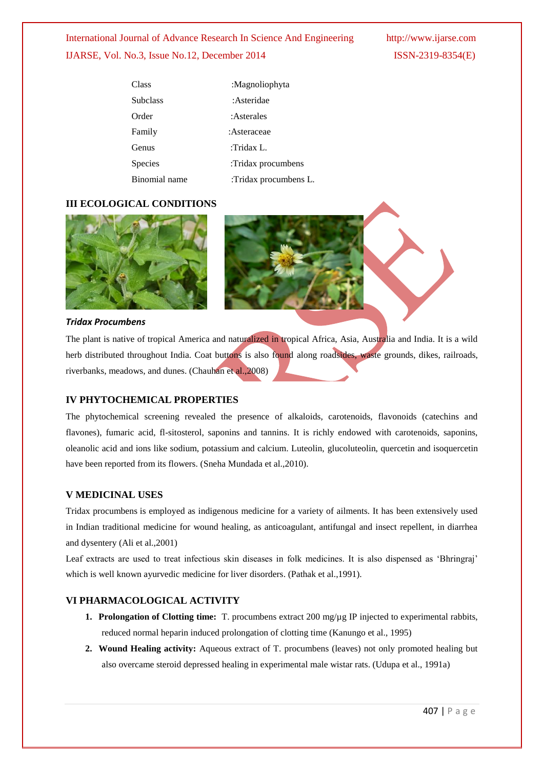| | |
|---|---|
| Class | :Magnoliophyta |
| Subclass | :Asteridae |
| Order | :Asterales |
| Family | :Asteraceae |
| Genus | :Tridax L. |
| Species | :Tridax procumbens |
| Binomial name | :Tridax procumbens L. |

## III ECOLOGICAL CONDITIONS

***Tridax Procumbens***

The plant is native of tropical America and naturalized in tropical Africa, Asia, Australia and India. It is a wild herb distributed throughout India. Coat buttons is also found along roadsides, waste grounds, dikes, railroads, riverbanks, meadows, and dunes. (Chauhan et al.,2008)

## IV PHYTOCHEMICAL PROPERTIES

The phytochemical screening revealed the presence of alkaloids, carotenoids, flavonoids (catechins and flavones), fumaric acid, fl-sitosterol, saponins and tannins. It is richly endowed with carotenoids, saponins, oleanolic acid and ions like sodium, potassium and calcium. Luteolin, glucoluteolin, quercetin and isoquercetin have been reported from its flowers. (Sneha Mundada et al.,2010).

## V MEDICINAL USES

Tridax procumbens is employed as indigenous medicine for a variety of ailments. It has been extensively used in Indian traditional medicine for wound healing, as anticoagulant, antifungal and insect repellent, in diarrhea and dysentery (Ali et al.,2001)

Leaf extracts are used to treat infectious skin diseases in folk medicines. It is also dispensed as 'Bhringraj' which is well known ayurvedic medicine for liver disorders. (Pathak et al.,1991).

## VI PHARMACOLOGICAL ACTIVITY

1. **Prolongation of Clotting time:** T. procumbens extract 200 mg/µg IP injected to experimental rabbits, reduced normal heparin induced prolongation of clotting time (Kanungo et al., 1995)
2. **Wound Healing activity:** Aqueous extract of T. procumbens (leaves) not only promoted healing but also overcame steroid depressed healing in experimental male wistar rats. (Udupa et al., 1991a)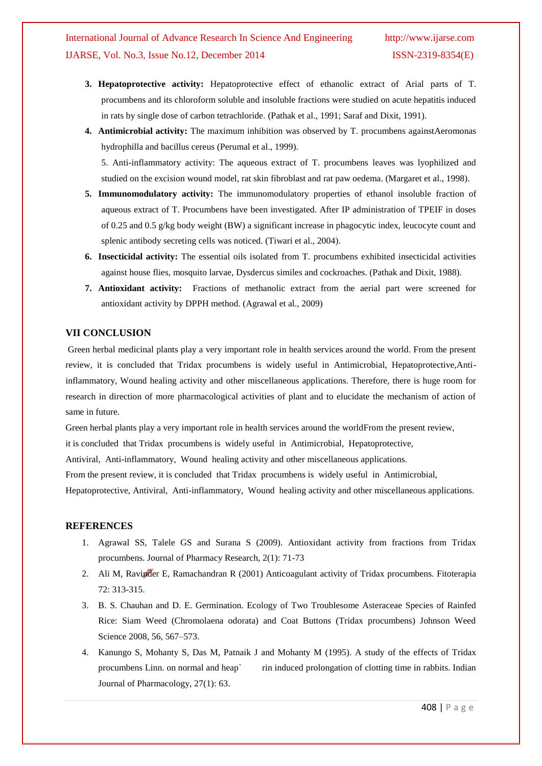3. **Hepatoprotective activity:** Hepatoprotective effect of ethanolic extract of Arial parts of T. procumbens and its chloroform soluble and insoluble fractions were studied on acute hepatitis induced in rats by single dose of carbon tetrachloride. (Pathak et al., 1991; Saraf and Dixit, 1991).
4. **Antimicrobial activity:** The maximum inhibition was observed by T. procumbens againstAeromonas hydrophilla and bacillus cereus (Perumal et al., 1999).

   5. Anti-inflammatory activity: The aqueous extract of T. procumbens leaves was lyophilized and studied on the excision wound model, rat skin fibroblast and rat paw oedema. (Margaret et al., 1998).
5. **Immunomodulatory activity:** The immunomodulatory properties of ethanol insoluble fraction of aqueous extract of T. Procumbens have been investigated. After IP administration of TPEIF in doses of 0.25 and 0.5 g/kg body weight (BW) a significant increase in phagocytic index, leucocyte count and splenic antibody secreting cells was noticed. (Tiwari et al., 2004).
6. **Insecticidal activity:** The essential oils isolated from T. procumbens exhibited insecticidal activities against house flies, mosquito larvae, Dysdercus similes and cockroaches. (Pathak and Dixit, 1988).
7. **Antioxidant activity:** Fractions of methanolic extract from the aerial part were screened for antioxidant activity by DPPH method. (Agrawal et al., 2009)

## VII CONCLUSION

Green herbal medicinal plants play a very important role in health services around the world. From the present review, it is concluded that Tridax procumbens is widely useful in Antimicrobial, Hepatoprotective,Anti-inflammatory, Wound healing activity and other miscellaneous applications. Therefore, there is huge room for research in direction of more pharmacological activities of plant and to elucidate the mechanism of action of same in future.

Green herbal plants play a very important role in health services around the worldFrom the present review, it is concluded that Tridax procumbens is widely useful in Antimicrobial, Hepatoprotective, Antiviral, Anti-inflammatory, Wound healing activity and other miscellaneous applications.

From the present review, it is concluded that Tridax procumbens is widely useful in Antimicrobial, Hepatoprotective, Antiviral, Anti-inflammatory, Wound healing activity and other miscellaneous applications.

## REFERENCES

1. Agrawal SS, Talele GS and Surana S (2009). Antioxidant activity from fractions from Tridax procumbens. Journal of Pharmacy Research, 2(1): 71-73
2. Ali M, Ravinder E, Ramachandran R (2001) Anticoagulant activity of Tridax procumbens. Fitoterapia 72: 313-315.
3. B. S. Chauhan and D. E. Germination. Ecology of Two Troublesome Asteraceae Species of Rainfed Rice: Siam Weed (Chromolaena odorata) and Coat Buttons (Tridax procumbens) Johnson Weed Science 2008, 56, 567–573.
4. Kanungo S, Mohanty S, Das M, Patnaik J and Mohanty M (1995). A study of the effects of Tridax procumbens Linn. on normal and heap` rin induced prolongation of clotting time in rabbits. Indian Journal of Pharmacology, 27(1): 63.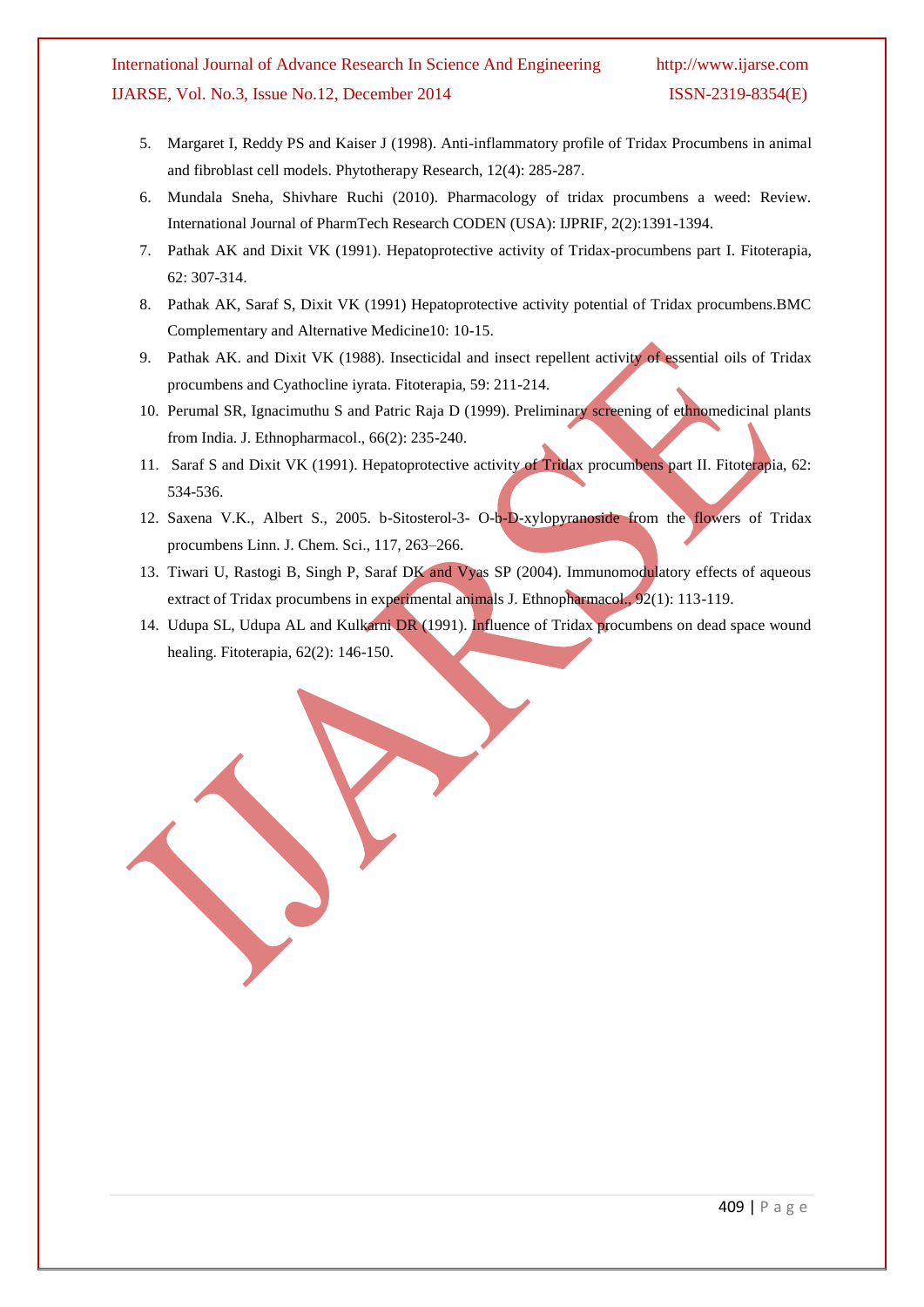5. Margaret I, Reddy PS and Kaiser J (1998). Anti-inflammatory profile of Tridax Procumbens in animal and fibroblast cell models. Phytotherapy Research, 12(4): 285-287.
6. Mundala Sneha, Shivhare Ruchi (2010). Pharmacology of tridax procumbens a weed: Review. International Journal of PharmTech Research CODEN (USA): IJPRIF, 2(2):1391-1394.
7. Pathak AK and Dixit VK (1991). Hepatoprotective activity of Tridax-procumbens part I. Fitoterapia, 62: 307-314.
8. Pathak AK, Saraf S, Dixit VK (1991) Hepatoprotective activity potential of Tridax procumbens.BMC Complementary and Alternative Medicine10: 10-15.
9. Pathak AK. and Dixit VK (1988). Insecticidal and insect repellent activity of essential oils of Tridax procumbens and Cyathocline iyrata. Fitoterapia, 59: 211-214.
10. Perumal SR, Ignacimuthu S and Patric Raja D (1999). Preliminary screening of ethnomedicinal plants from India. J. Ethnopharmacol., 66(2): 235-240.
11. Saraf S and Dixit VK (1991). Hepatoprotective activity of Tridax procumbens part II. Fitoterapia, 62: 534-536.
12. Saxena V.K., Albert S., 2005. b-Sitosterol-3- O-b-D-xylopyranoside from the flowers of Tridax procumbens Linn. J. Chem. Sci., 117, 263–266.
13. Tiwari U, Rastogi B, Singh P, Saraf DK and Vyas SP (2004). Immunomodulatory effects of aqueous extract of Tridax procumbens in experimental animals J. Ethnopharmacol., 92(1): 113-119.
14. Udupa SL, Udupa AL and Kulkarni DR (1991). Influence of Tridax procumbens on dead space wound healing. Fitoterapia, 62(2): 146-150.